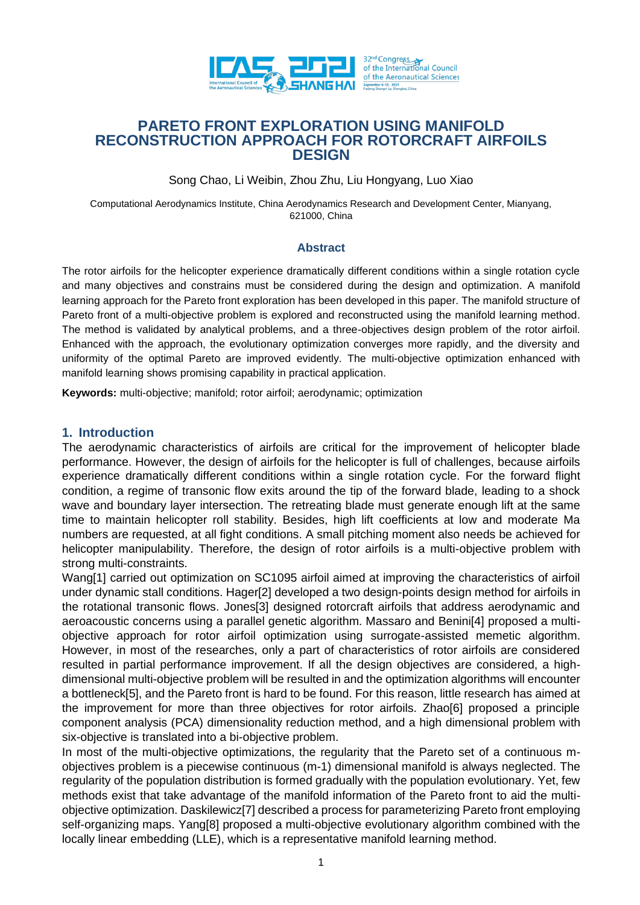# PARETO FRONT EXPLORATION USING MANIFOLD RECONSTRUCTION APPROACH FOR ROTORCRAFT AIRFOILS DESIGN

Song Chao, Li Weibin, Zhou Zhu, Liu Hongyang, Luo Xiao

Computational Aerodynamics Institute, China Aerodynamics Research and Development Center, Mianyang, 621000, China

## Abstract

The rotor airfoils for the helicopter experience dramatically different conditions within a single rotation cycle and many objectives and constrains must be considered during the design and optimization. A manifold learning approach for the Pareto front exploration has been developed in this paper. The manifold structure of Pareto front of a multi-objective problem is explored and reconstructed using the manifold learning method. The method is validated by analytical problems, and a three-objectives design problem of the rotor airfoil. Enhanced with the approach, the evolutionary optimization converges more rapidly, and the diversity and uniformity of the optimal Pareto are improved evidently. The multi-objective optimization enhanced with manifold learning shows promising capability in practical application.

**Keywords:** multi-objective; manifold; rotor airfoil; aerodynamic; optimization

## 1. Introduction

The aerodynamic characteristics of airfoils are critical for the improvement of helicopter blade performance. However, the design of airfoils for the helicopter is full of challenges, because airfoils experience dramatically different conditions within a single rotation cycle. For the forward flight condition, a regime of transonic flow exits around the tip of the forward blade, leading to a shock wave and boundary layer intersection. The retreating blade must generate enough lift at the same time to maintain helicopter roll stability. Besides, high lift coefficients at low and moderate Ma numbers are requested, at all fight conditions. A small pitching moment also needs be achieved for helicopter manipulability. Therefore, the design of rotor airfoils is a multi-objective problem with strong multi-constraints.

Wang[1] carried out optimization on SC1095 airfoil aimed at improving the characteristics of airfoil under dynamic stall conditions. Hager[2] developed a two design-points design method for airfoils in the rotational transonic flows. Jones[3] designed rotorcraft airfoils that address aerodynamic and aeroacoustic concerns using a parallel genetic algorithm. Massaro and Benini[4] proposed a multi-objective approach for rotor airfoil optimization using surrogate-assisted memetic algorithm. However, in most of the researches, only a part of characteristics of rotor airfoils are considered resulted in partial performance improvement. If all the design objectives are considered, a high-dimensional multi-objective problem will be resulted in and the optimization algorithms will encounter a bottleneck[5], and the Pareto front is hard to be found. For this reason, little research has aimed at the improvement for more than three objectives for rotor airfoils. Zhao[6] proposed a principle component analysis (PCA) dimensionality reduction method, and a high dimensional problem with six-objective is translated into a bi-objective problem.

In most of the multi-objective optimizations, the regularity that the Pareto set of a continuous m-objectives problem is a piecewise continuous (m-1) dimensional manifold is always neglected. The regularity of the population distribution is formed gradually with the population evolutionary. Yet, few methods exist that take advantage of the manifold information of the Pareto front to aid the multi-objective optimization. Daskilewicz[7] described a process for parameterizing Pareto front employing self-organizing maps. Yang[8] proposed a multi-objective evolutionary algorithm combined with the locally linear embedding (LLE), which is a representative manifold learning method.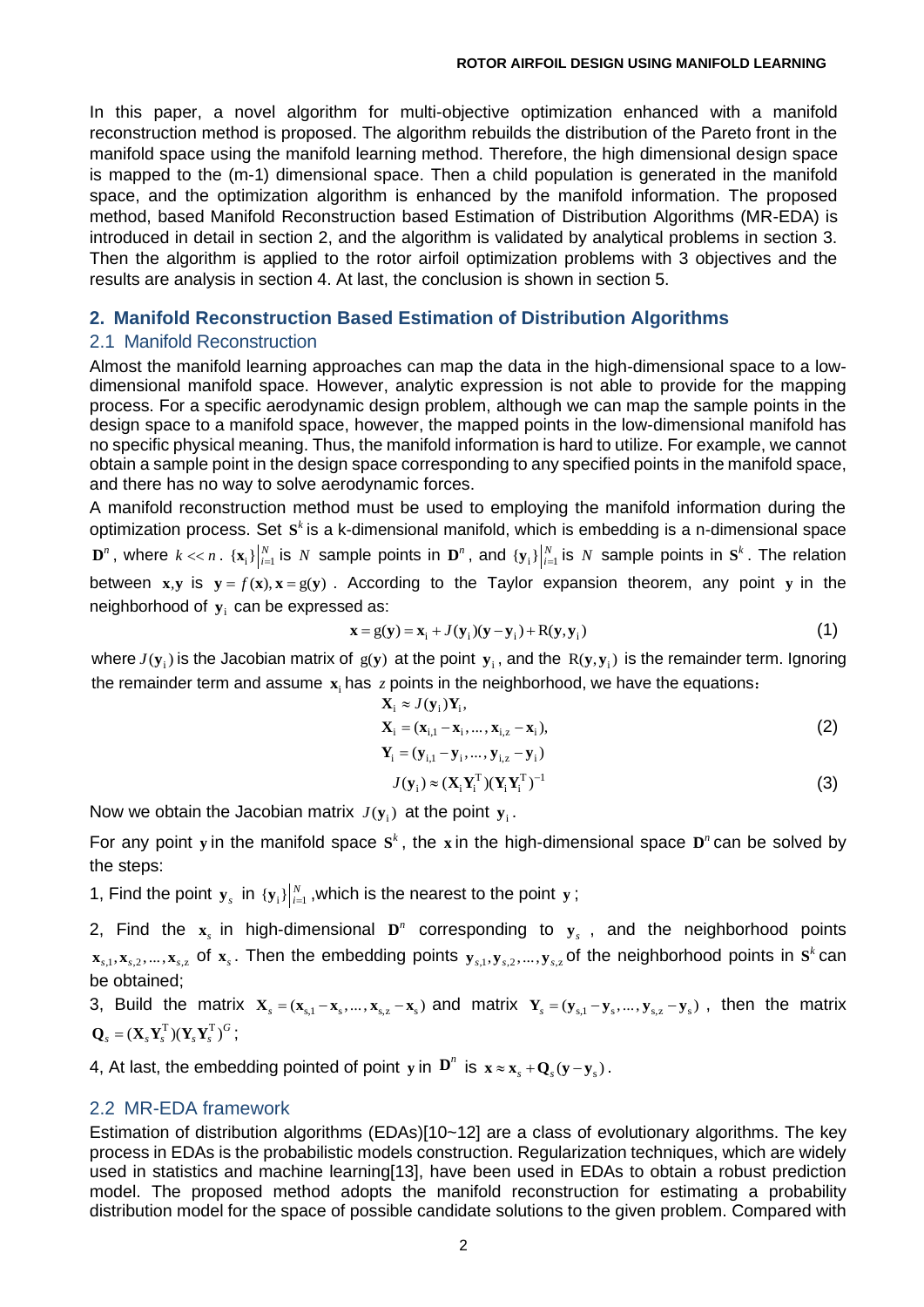In this paper, a novel algorithm for multi-objective optimization enhanced with a manifold reconstruction method is proposed. The algorithm rebuilds the distribution of the Pareto front in the manifold space using the manifold learning method. Therefore, the high dimensional design space is mapped to the (m-1) dimensional space. Then a child population is generated in the manifold space, and the optimization algorithm is enhanced by the manifold information. The proposed method, based Manifold Reconstruction based Estimation of Distribution Algorithms (MR-EDA) is introduced in detail in section 2, and the algorithm is validated by analytical problems in section 3. Then the algorithm is applied to the rotor airfoil optimization problems with 3 objectives and the results are analysis in section 4. At last, the conclusion is shown in section 5.

## 2. Manifold Reconstruction Based Estimation of Distribution Algorithms

### 2.1 Manifold Reconstruction

Almost the manifold learning approaches can map the data in the high-dimensional space to a low-dimensional manifold space. However, analytic expression is not able to provide for the mapping process. For a specific aerodynamic design problem, although we can map the sample points in the design space to a manifold space, however, the mapped points in the low-dimensional manifold has no specific physical meaning. Thus, the manifold information is hard to utilize. For example, we cannot obtain a sample point in the design space corresponding to any specified points in the manifold space, and there has no way to solve aerodynamic forces.

A manifold reconstruction method must be used to employing the manifold information during the optimization process. Set $\mathbf{S}^k$ is a k-dimensional manifold, which is embedding is a n-dimensional space $\mathbf{D}^n$, where $k << n$. $\{\mathbf{x}_i\}\big|_{i=1}^{N}$ is $N$ sample points in $\mathbf{D}^n$, and $\{\mathbf{y}_i\}\big|_{i=1}^{N}$ is $N$ sample points in $\mathbf{S}^k$. The relation between $\mathbf{x},\mathbf{y}$ is $\mathbf{y} = f(\mathbf{x}), \mathbf{x} = \mathrm{g}(\mathbf{y})$. According to the Taylor expansion theorem, any point $\mathbf{y}$ in the neighborhood of $\mathbf{y}_i$ can be expressed as:

$$\mathbf{x} = \mathrm{g}(\mathbf{y}) = \mathbf{x}_i + J(\mathbf{y}_i)(\mathbf{y} - \mathbf{y}_i) + \mathrm{R}(\mathbf{y}, \mathbf{y}_i) \tag{1}$$

where $J(\mathbf{y}_i)$ is the Jacobian matrix of $\mathrm{g}(\mathbf{y})$ at the point $\mathbf{y}_i$, and the $\mathrm{R}(\mathbf{y}, \mathbf{y}_i)$ is the remainder term. Ignoring the remainder term and assume $\mathbf{x}_i$ has $z$ points in the neighborhood, we have the equations:

$$\begin{aligned}
&\mathbf{X}_i \approx J(\mathbf{y}_i)\mathbf{Y}_i,\\
&\mathbf{X}_i = (\mathbf{x}_{i,1} - \mathbf{x}_i, \ldots, \mathbf{x}_{i,z} - \mathbf{x}_i),\\
&\mathbf{Y}_i = (\mathbf{y}_{i,1} - \mathbf{y}_i, \ldots, \mathbf{y}_{i,z} - \mathbf{y}_i)
\end{aligned} \tag{2}$$

$$J(\mathbf{y}_i) \approx (\mathbf{X}_i \mathbf{Y}_i^{\mathrm{T}})(\mathbf{Y}_i \mathbf{Y}_i^{\mathrm{T}})^{-1} \tag{3}$$

Now we obtain the Jacobian matrix $J(\mathbf{y}_i)$ at the point $\mathbf{y}_i$.

For any point $\mathbf{y}$ in the manifold space $\mathbf{S}^k$, the $\mathbf{x}$ in the high-dimensional space $\mathbf{D}^n$ can be solved by the steps:

1, Find the point $\mathbf{y}_s$ in $\{\mathbf{y}_i\}\big|_{i=1}^{N}$, which is the nearest to the point $\mathbf{y}$;

2, Find the $\mathbf{x}_s$ in high-dimensional $\mathbf{D}^n$ corresponding to $\mathbf{y}_s$, and the neighborhood points $\mathbf{x}_{s,1}, \mathbf{x}_{s,2}, \ldots, \mathbf{x}_{s,z}$ of $\mathbf{x}_s$. Then the embedding points $\mathbf{y}_{s,1}, \mathbf{y}_{s,2}, \ldots, \mathbf{y}_{s,z}$ of the neighborhood points in $\mathbf{S}^k$ can be obtained;

3, Build the matrix $\mathbf{X}_s = (\mathbf{x}_{s,1} - \mathbf{x}_s, \ldots, \mathbf{x}_{s,z} - \mathbf{x}_s)$ and matrix $\mathbf{Y}_s = (\mathbf{y}_{s,1} - \mathbf{y}_s, \ldots, \mathbf{y}_{s,z} - \mathbf{y}_s)$, then the matrix $\mathbf{Q}_s = (\mathbf{X}_s \mathbf{Y}_s^{\mathrm{T}})(\mathbf{Y}_s \mathbf{Y}_s^{\mathrm{T}})^{G}$;

4, At last, the embedding pointed of point $\mathbf{y}$ in $\mathbf{D}^n$ is $\mathbf{x} \approx \mathbf{x}_s + \mathbf{Q}_s(\mathbf{y} - \mathbf{y}_s)$.

### 2.2 MR-EDA framework

Estimation of distribution algorithms (EDAs)[10~12] are a class of evolutionary algorithms. The key process in EDAs is the probabilistic models construction. Regularization techniques, which are widely used in statistics and machine learning[13], have been used in EDAs to obtain a robust prediction model. The proposed method adopts the manifold reconstruction for estimating a probability distribution model for the space of possible candidate solutions to the given problem. Compared with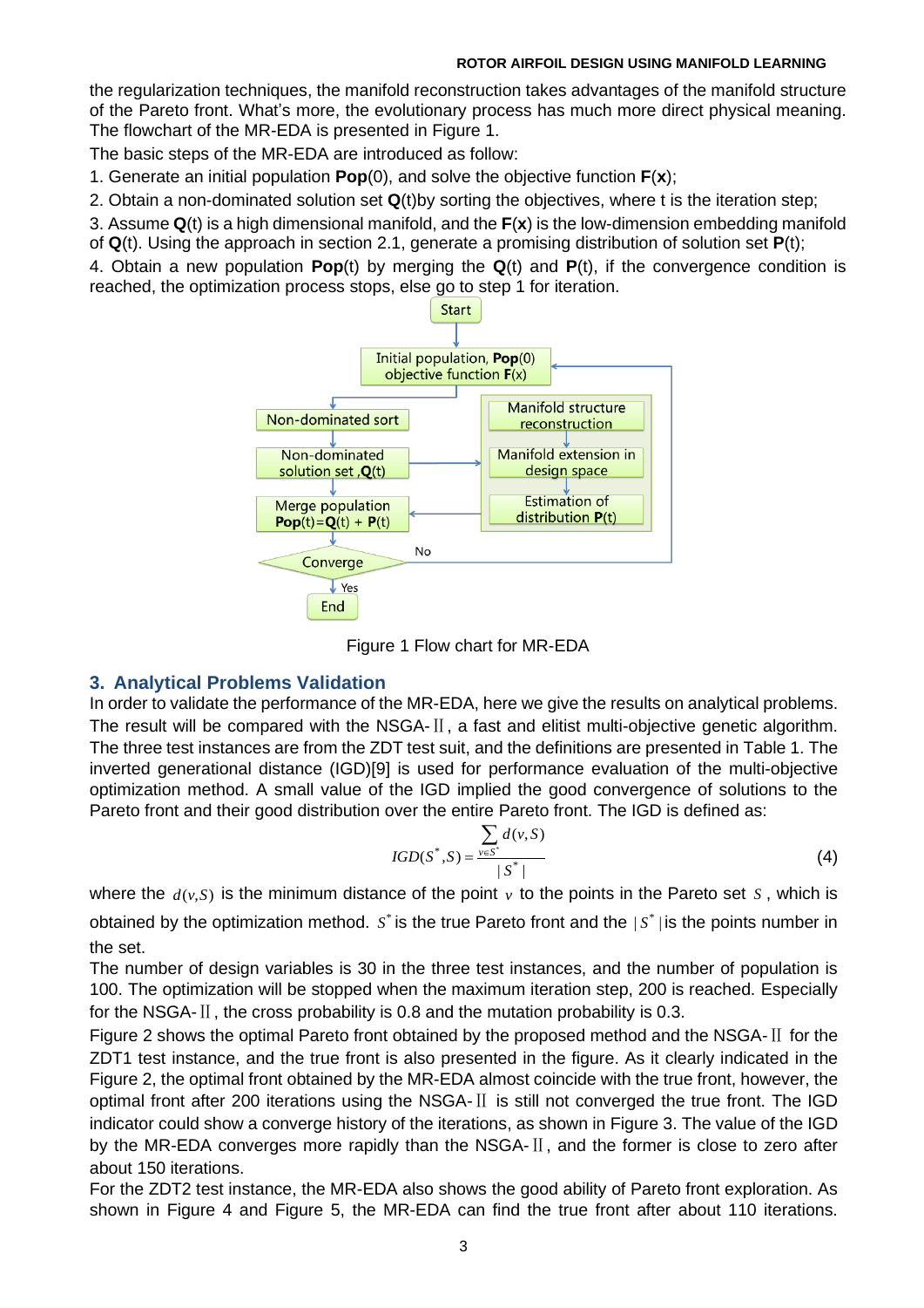the regularization techniques, the manifold reconstruction takes advantages of the manifold structure of the Pareto front. What's more, the evolutionary process has much more direct physical meaning. The flowchart of the MR-EDA is presented in Figure 1.

The basic steps of the MR-EDA are introduced as follow:

1. Generate an initial population **Pop**(0), and solve the objective function **F**(**x**);
2. Obtain a non-dominated solution set **Q**(t)by sorting the objectives, where t is the iteration step;
3. Assume **Q**(t) is a high dimensional manifold, and the **F**(**x**) is the low-dimension embedding manifold of **Q**(t). Using the approach in section 2.1, generate a promising distribution of solution set **P**(t);
4. Obtain a new population **Pop**(t) by merging the **Q**(t) and **P**(t), if the convergence condition is reached, the optimization process stops, else go to step 1 for iteration.

Start

Initial population, **Pop**(0) objective function **F**(x)

Non-dominated sort

Non-dominated solution set ,**Q**(t)

Merge population **Pop**(t)=**Q**(t) + **P**(t)

Manifold structure reconstruction

Manifold extension in design space

Estimation of distribution **P**(t)

Converge

No

Yes

End

Figure 1 Flow chart for MR-EDA

## 3. Analytical Problems Validation

In order to validate the performance of the MR-EDA, here we give the results on analytical problems. The result will be compared with the NSGA-Ⅱ, a fast and elitist multi-objective genetic algorithm. The three test instances are from the ZDT test suit, and the definitions are presented in Table 1. The inverted generational distance (IGD)[9] is used for performance evaluation of the multi-objective optimization method. A small value of the IGD implied the good convergence of solutions to the Pareto front and their good distribution over the entire Pareto front. The IGD is defined as:

$$IGD(S^*, S) = \frac{\sum_{v \in S^*} d(v, S)}{|S^*|} \tag{4}$$

where the $d(v,S)$ is the minimum distance of the point $v$ to the points in the Pareto set $S$, which is obtained by the optimization method. $S^*$ is the true Pareto front and the $|S^*|$ is the points number in the set.

The number of design variables is 30 in the three test instances, and the number of population is 100. The optimization will be stopped when the maximum iteration step, 200 is reached. Especially for the NSGA-Ⅱ, the cross probability is 0.8 and the mutation probability is 0.3.

Figure 2 shows the optimal Pareto front obtained by the proposed method and the NSGA-Ⅱ for the ZDT1 test instance, and the true front is also presented in the figure. As it clearly indicated in the Figure 2, the optimal front obtained by the MR-EDA almost coincide with the true front, however, the optimal front after 200 iterations using the NSGA-Ⅱ is still not converged the true front. The IGD indicator could show a converge history of the iterations, as shown in Figure 3. The value of the IGD by the MR-EDA converges more rapidly than the NSGA-Ⅱ, and the former is close to zero after about 150 iterations.

For the ZDT2 test instance, the MR-EDA also shows the good ability of Pareto front exploration. As shown in Figure 4 and Figure 5, the MR-EDA can find the true front after about 110 iterations.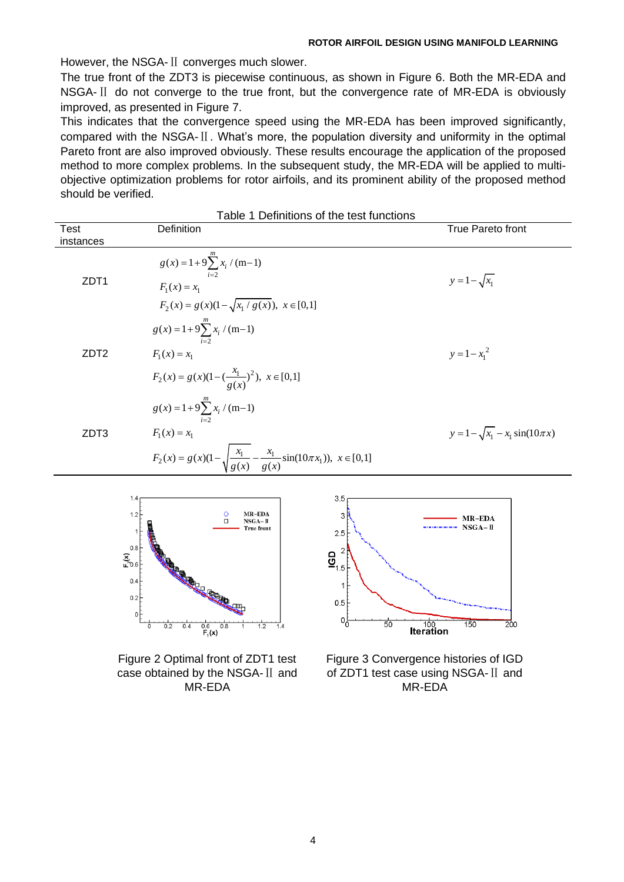However, the NSGA-Ⅱ converges much slower.

The true front of the ZDT3 is piecewise continuous, as shown in Figure 6. Both the MR-EDA and NSGA-Ⅱ do not converge to the true front, but the convergence rate of MR-EDA is obviously improved, as presented in Figure 7.

This indicates that the convergence speed using the MR-EDA has been improved significantly, compared with the NSGA-Ⅱ. What's more, the population diversity and uniformity in the optimal Pareto front are also improved obviously. These results encourage the application of the proposed method to more complex problems. In the subsequent study, the MR-EDA will be applied to multi-objective optimization problems for rotor airfoils, and its prominent ability of the proposed method should be verified.

Table 1 Definitions of the test functions

| Test instances | Definition | True Pareto front |
|---|---|---|
| ZDT1 | $g(x) = 1 + 9\sum_{i=2}^{m} x_i / (\mathrm{m}-1)$ <br> $F_1(x) = x_1$ <br> $F_2(x) = g(x)(1 - \sqrt{x_1 / g(x)}),\ x \in [0,1]$ | $y = 1 - \sqrt{x_1}$ |
| ZDT2 | $g(x) = 1 + 9\sum_{i=2}^{m} x_i / (\mathrm{m}-1)$ <br> $F_1(x) = x_1$ <br> $F_2(x) = g(x)(1 - (\frac{x_1}{g(x)})^2),\ x \in [0,1]$ | $y = 1 - x_1^2$ |
| ZDT3 | $g(x) = 1 + 9\sum_{i=2}^{m} x_i / (\mathrm{m}-1)$ <br> $F_1(x) = x_1$ <br> $F_2(x) = g(x)(1 - \sqrt{\frac{x_1}{g(x)}} - \frac{x_1}{g(x)}\sin(10\pi x_1)),\ x \in [0,1]$ | $y = 1 - \sqrt{x_1} - x_1 \sin(10\pi x)$ |

Figure 2 Optimal front of ZDT1 test case obtained by the NSGA-Ⅱ and MR-EDA

Figure 3 Convergence histories of IGD of ZDT1 test case using NSGA-Ⅱ and MR-EDA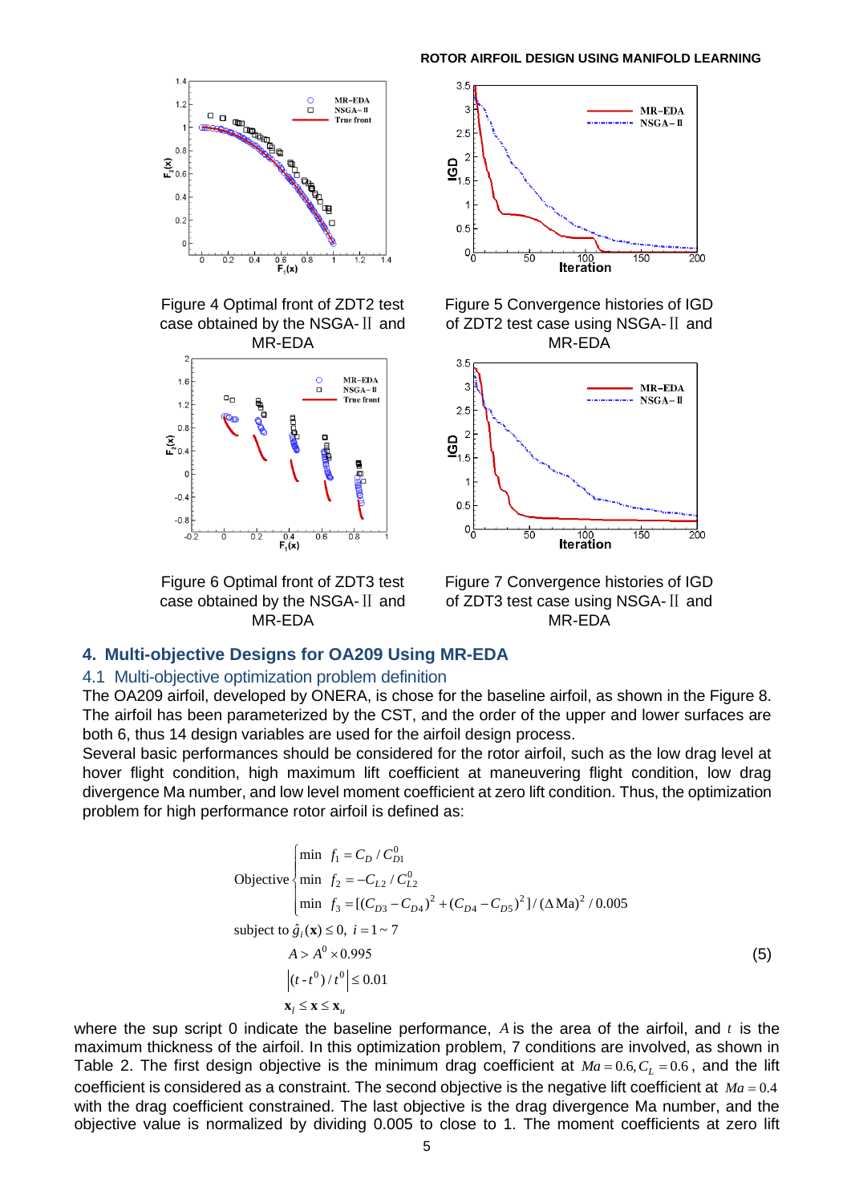Figure 4 Optimal front of ZDT2 test case obtained by the NSGA-Ⅱ and MR-EDA

Figure 5 Convergence histories of IGD of ZDT2 test case using NSGA-Ⅱ and MR-EDA

Figure 6 Optimal front of ZDT3 test case obtained by the NSGA-Ⅱ and MR-EDA

Figure 7 Convergence histories of IGD of ZDT3 test case using NSGA-Ⅱ and MR-EDA

## 4. Multi-objective Designs for OA209 Using MR-EDA

### 4.1 Multi-objective optimization problem definition

The OA209 airfoil, developed by ONERA, is chose for the baseline airfoil, as shown in the Figure 8. The airfoil has been parameterized by the CST, and the order of the upper and lower surfaces are both 6, thus 14 design variables are used for the airfoil design process.

Several basic performances should be considered for the rotor airfoil, such as the low drag level at hover flight condition, high maximum lift coefficient at maneuvering flight condition, low drag divergence Ma number, and low level moment coefficient at zero lift condition. Thus, the optimization problem for high performance rotor airfoil is defined as:

$$
\begin{aligned}
&\text{Objective}\begin{cases}\min\ \ f_1 = C_D / C_{D1}^0 \\ \min\ \ f_2 = -C_{L2} / C_{L2}^0 \\ \min\ \ f_3 = [(C_{D3} - C_{D4})^2 + (C_{D4} - C_{D5})^2] / (\Delta \mathrm{Ma})^2 / 0.005 \end{cases} \\
&\text{subject to } \hat{g}_i(\mathbf{x}) \le 0,\ i = 1 \sim 7 \\
&\qquad\qquad A > A^0 \times 0.995 \\
&\qquad\qquad \left|(t - t^0)/t^0\right| \le 0.01 \\
&\qquad\qquad \mathbf{x}_l \le \mathbf{x} \le \mathbf{x}_u
\end{aligned}
\tag{5}
$$

where the sup script 0 indicate the baseline performance, $A$ is the area of the airfoil, and $t$ is the maximum thickness of the airfoil. In this optimization problem, 7 conditions are involved, as shown in Table 2. The first design objective is the minimum drag coefficient at $Ma = 0.6, C_L = 0.6$, and the lift coefficient is considered as a constraint. The second objective is the negative lift coefficient at $Ma = 0.4$ with the drag coefficient constrained. The last objective is the drag divergence Ma number, and the objective value is normalized by dividing 0.005 to close to 1. The moment coefficients at zero lift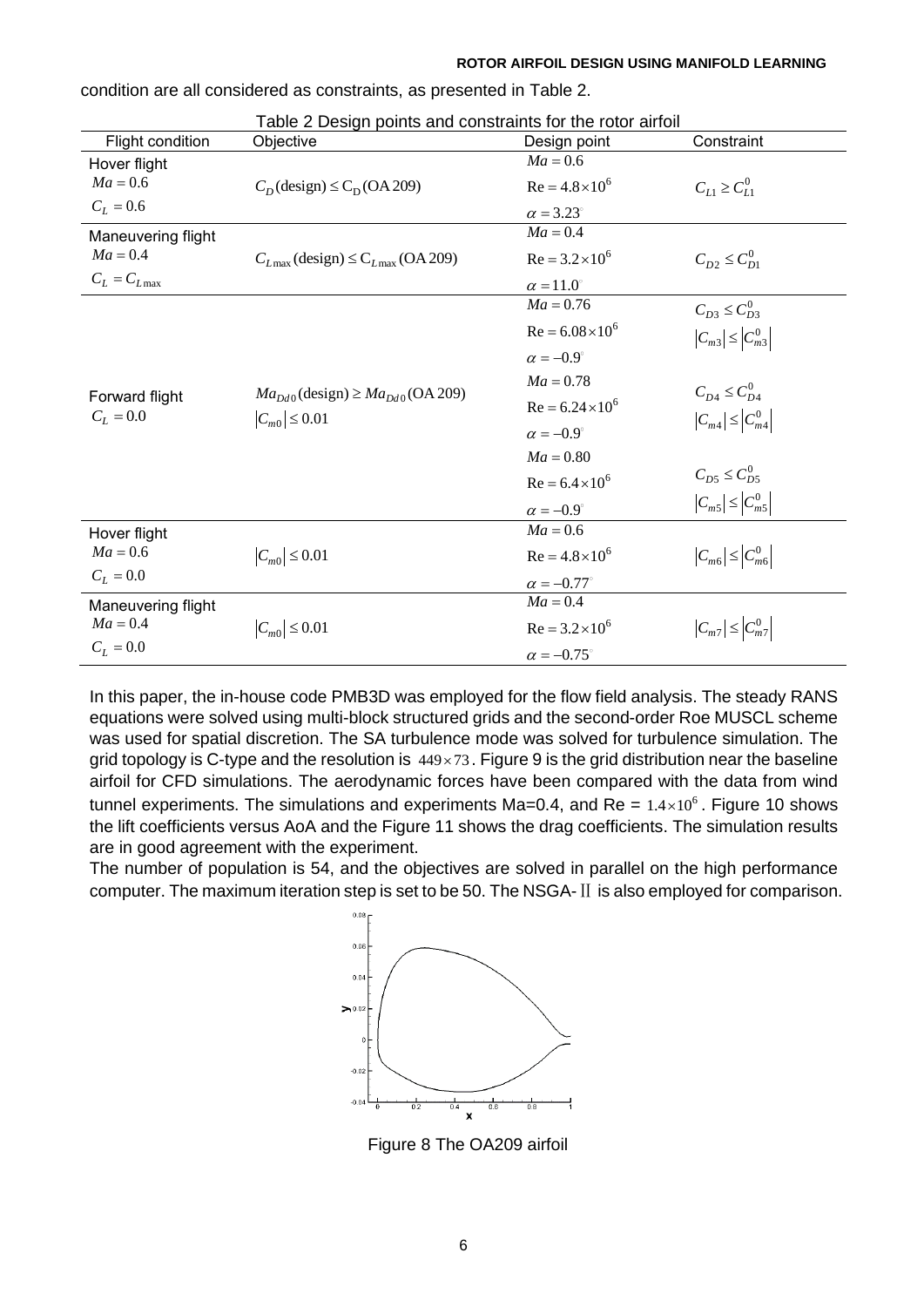condition are all considered as constraints, as presented in Table 2.

Table 2 Design points and constraints for the rotor airfoil

| Flight condition | Objective | Design point | Constraint |
|---|---|---|---|
| Hover flight $Ma = 0.6$ $C_L = 0.6$ | $C_D(\text{design}) \le C_D(\text{OA209})$ | $Ma = 0.6$ $\text{Re} = 4.8\times10^6$ $\alpha = 3.23^\circ$ | $C_{L1} \ge C_{L1}^0$ |
| Maneuvering flight $Ma = 0.4$ $C_L = C_{L\max}$ | $C_{L\max}(\text{design}) \le C_{L\max}(\text{OA209})$ | $Ma = 0.4$ $\text{Re} = 3.2\times10^6$ $\alpha = 11.0^\circ$ | $C_{D2} \le C_{D1}^0$ |
| Forward flight $C_L = 0.0$ | $Ma_{Dd0}(\text{design}) \ge Ma_{Dd0}(\text{OA209})$ $\|C_{m0}\| \le 0.01$ | $Ma = 0.76$ $\text{Re} = 6.08\times10^6$ $\alpha = -0.9^\circ$ | $C_{D3} \le C_{D3}^0$ $\|C_{m3}\| \le \|C_{m3}^0\|$ |
| | | $Ma = 0.78$ $\text{Re} = 6.24\times10^6$ $\alpha = -0.9^\circ$ | $C_{D4} \le C_{D4}^0$ $\|C_{m4}\| \le \|C_{m4}^0\|$ |
| | | $Ma = 0.80$ $\text{Re} = 6.4\times10^6$ $\alpha = -0.9^\circ$ | $C_{D5} \le C_{D5}^0$ $\|C_{m5}\| \le \|C_{m5}^0\|$ |
| Hover flight $Ma = 0.6$ $C_L = 0.0$ | $\|C_{m0}\| \le 0.01$ | $Ma = 0.6$ $\text{Re} = 4.8\times10^6$ $\alpha = -0.77^\circ$ | $\|C_{m6}\| \le \|C_{m6}^0\|$ |
| Maneuvering flight $Ma = 0.4$ $C_L = 0.0$ | $\|C_{m0}\| \le 0.01$ | $Ma = 0.4$ $\text{Re} = 3.2\times10^6$ $\alpha = -0.75^\circ$ | $\|C_{m7}\| \le \|C_{m7}^0\|$ |

In this paper, the in-house code PMB3D was employed for the flow field analysis. The steady RANS equations were solved using multi-block structured grids and the second-order Roe MUSCL scheme was used for spatial discretion. The SA turbulence mode was solved for turbulence simulation. The grid topology is C-type and the resolution is $449\times73$. Figure 9 is the grid distribution near the baseline airfoil for CFD simulations. The aerodynamic forces have been compared with the data from wind tunnel experiments. The simulations and experiments Ma=0.4, and Re = $1.4\times10^6$. Figure 10 shows the lift coefficients versus AoA and the Figure 11 shows the drag coefficients. The simulation results are in good agreement with the experiment.

The number of population is 54, and the objectives are solved in parallel on the high performance computer. The maximum iteration step is set to be 50. The NSGA-Ⅱ is also employed for comparison.

Figure 8 The OA209 airfoil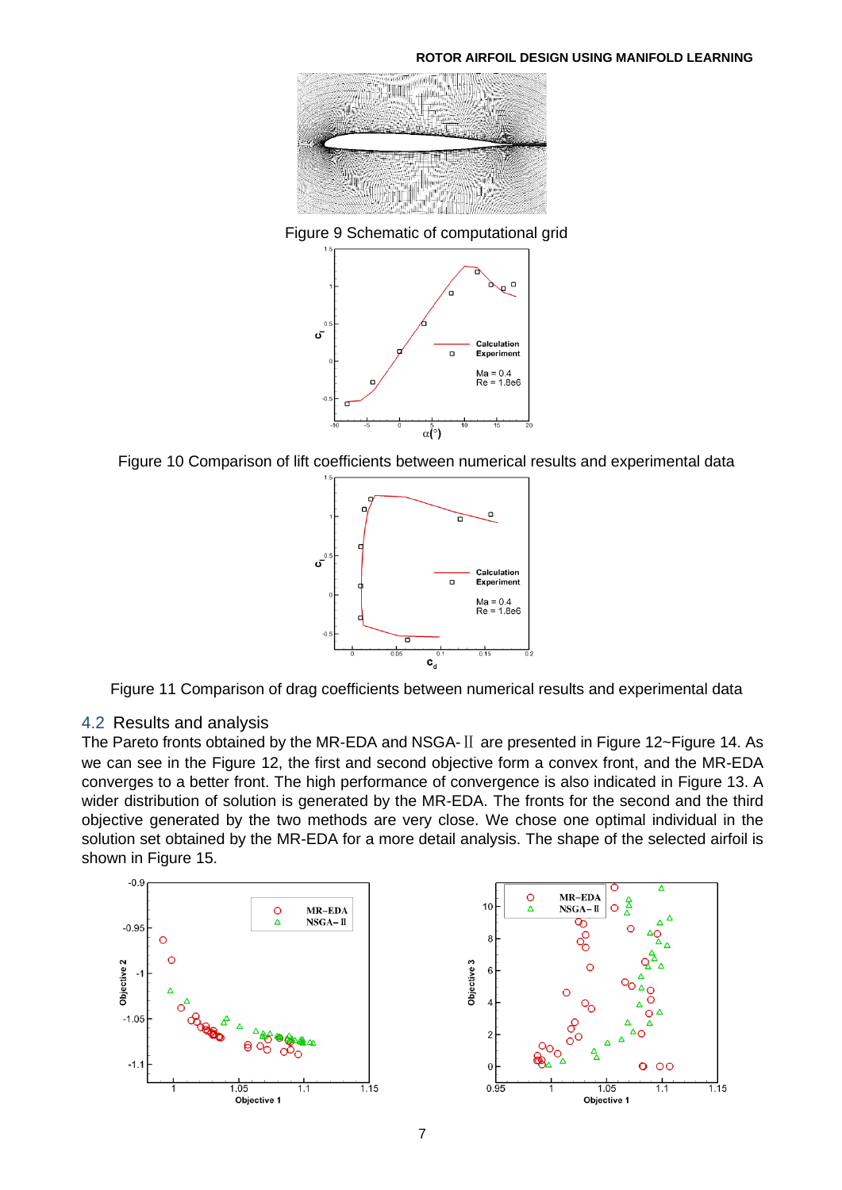Figure 9 Schematic of computational grid

Figure 10 Comparison of lift coefficients between numerical results and experimental data

Figure 11 Comparison of drag coefficients between numerical results and experimental data

## 4.2 Results and analysis

The Pareto fronts obtained by the MR-EDA and NSGA-Ⅱ are presented in Figure 12~Figure 14. As we can see in the Figure 12, the first and second objective form a convex front, and the MR-EDA converges to a better front. The high performance of convergence is also indicated in Figure 13. A wider distribution of solution is generated by the MR-EDA. The fronts for the second and the third objective generated by the two methods are very close. We chose one optimal individual in the solution set obtained by the MR-EDA for a more detail analysis. The shape of the selected airfoil is shown in Figure 15.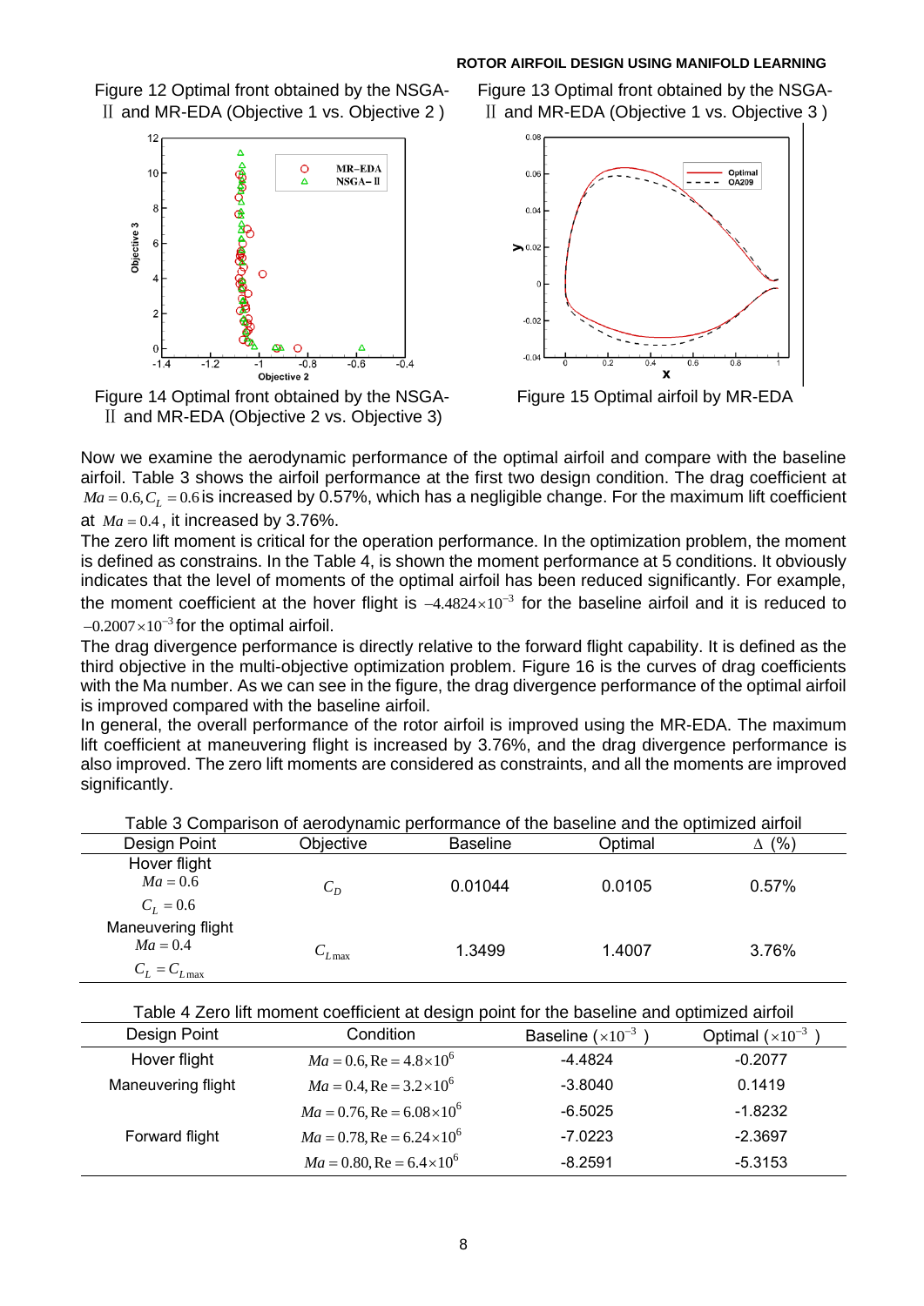Figure 12 Optimal front obtained by the NSGA-Ⅱ and MR-EDA (Objective 1 vs. Objective 2 )

Figure 13 Optimal front obtained by the NSGA-Ⅱ and MR-EDA (Objective 1 vs. Objective 3 )

Figure 14 Optimal front obtained by the NSGA-Ⅱ and MR-EDA (Objective 2 vs. Objective 3)

Figure 15 Optimal airfoil by MR-EDA

Now we examine the aerodynamic performance of the optimal airfoil and compare with the baseline airfoil. Table 3 shows the airfoil performance at the first two design condition. The drag coefficient at $Ma = 0.6, C_L = 0.6$ is increased by 0.57%, which has a negligible change. For the maximum lift coefficient at $Ma = 0.4$, it increased by 3.76%.

The zero lift moment is critical for the operation performance. In the optimization problem, the moment is defined as constrains. In the Table 4, is shown the moment performance at 5 conditions. It obviously indicates that the level of moments of the optimal airfoil has been reduced significantly. For example, the moment coefficient at the hover flight is $-4.4824\times10^{-3}$ for the baseline airfoil and it is reduced to $-0.2007\times10^{-3}$ for the optimal airfoil.

The drag divergence performance is directly relative to the forward flight capability. It is defined as the third objective in the multi-objective optimization problem. Figure 16 is the curves of drag coefficients with the Ma number. As we can see in the figure, the drag divergence performance of the optimal airfoil is improved compared with the baseline airfoil.

In general, the overall performance of the rotor airfoil is improved using the MR-EDA. The maximum lift coefficient at maneuvering flight is increased by 3.76%, and the drag divergence performance is also improved. The zero lift moments are considered as constraints, and all the moments are improved significantly.

Table 3 Comparison of aerodynamic performance of the baseline and the optimized airfoil

| Design Point | Objective | Baseline | Optimal | $\Delta$ (%) |
|---|---|---|---|---|
| Hover flight $Ma = 0.6$ $C_L = 0.6$ | $C_D$ | 0.01044 | 0.0105 | 0.57% |
| Maneuvering flight $Ma = 0.4$ $C_L = C_{L\max}$ | $C_{L\max}$ | 1.3499 | 1.4007 | 3.76% |

Table 4 Zero lift moment coefficient at design point for the baseline and optimized airfoil

| Design Point | Condition | Baseline ($\times10^{-3}$) | Optimal ($\times10^{-3}$) |
|---|---|---|---|
| Hover flight | $Ma = 0.6, \mathrm{Re} = 4.8\times10^6$ | -4.4824 | -0.2077 |
| Maneuvering flight | $Ma = 0.4, \mathrm{Re} = 3.2\times10^6$ | -3.8040 | 0.1419 |
| Forward flight | $Ma = 0.76, \mathrm{Re} = 6.08\times10^6$ | -6.5025 | -1.8232 |
| | $Ma = 0.78, \mathrm{Re} = 6.24\times10^6$ | -7.0223 | -2.3697 |
| | $Ma = 0.80, \mathrm{Re} = 6.4\times10^6$ | -8.2591 | -5.3153 |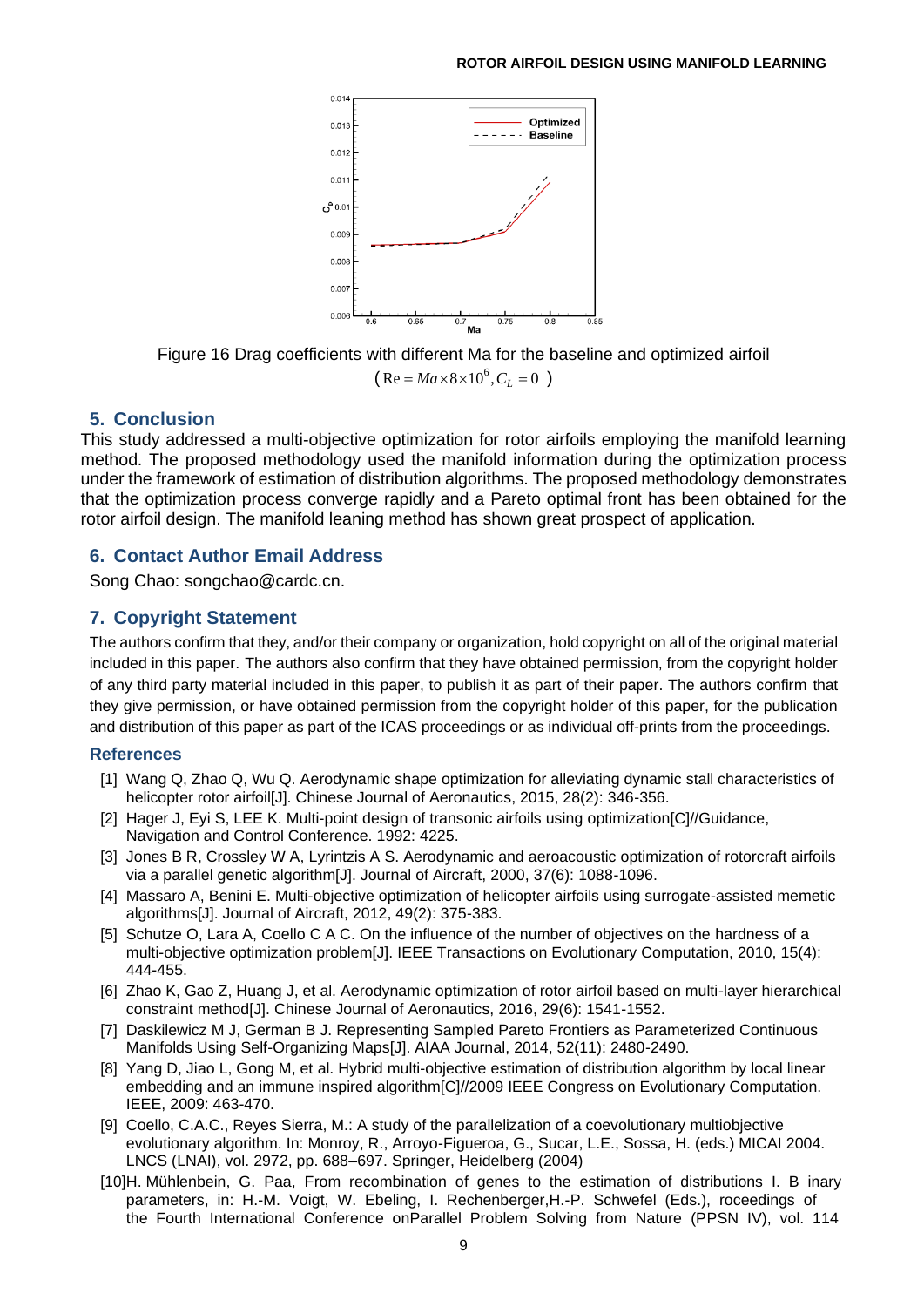Figure 16 Drag coefficients with different Ma for the baseline and optimized airfoil

$(\mathrm{Re}=Ma\times 8\times 10^{6}, C_L=0)$

## 5. Conclusion

This study addressed a multi-objective optimization for rotor airfoils employing the manifold learning method. The proposed methodology used the manifold information during the optimization process under the framework of estimation of distribution algorithms. The proposed methodology demonstrates that the optimization process converge rapidly and a Pareto optimal front has been obtained for the rotor airfoil design. The manifold leaning method has shown great prospect of application.

## 6. Contact Author Email Address

Song Chao: songchao@cardc.cn.

## 7. Copyright Statement

The authors confirm that they, and/or their company or organization, hold copyright on all of the original material included in this paper. The authors also confirm that they have obtained permission, from the copyright holder of any third party material included in this paper, to publish it as part of their paper. The authors confirm that they give permission, or have obtained permission from the copyright holder of this paper, for the publication and distribution of this paper as part of the ICAS proceedings or as individual off-prints from the proceedings.

### References

[1] Wang Q, Zhao Q, Wu Q. Aerodynamic shape optimization for alleviating dynamic stall characteristics of helicopter rotor airfoil[J]. Chinese Journal of Aeronautics, 2015, 28(2): 346-356.

[2] Hager J, Eyi S, LEE K. Multi-point design of transonic airfoils using optimization[C]//Guidance, Navigation and Control Conference. 1992: 4225.

[3] Jones B R, Crossley W A, Lyrintzis A S. Aerodynamic and aeroacoustic optimization of rotorcraft airfoils via a parallel genetic algorithm[J]. Journal of Aircraft, 2000, 37(6): 1088-1096.

[4] Massaro A, Benini E. Multi-objective optimization of helicopter airfoils using surrogate-assisted memetic algorithms[J]. Journal of Aircraft, 2012, 49(2): 375-383.

[5] Schutze O, Lara A, Coello C A C. On the influence of the number of objectives on the hardness of a multi-objective optimization problem[J]. IEEE Transactions on Evolutionary Computation, 2010, 15(4): 444-455.

[6] Zhao K, Gao Z, Huang J, et al. Aerodynamic optimization of rotor airfoil based on multi-layer hierarchical constraint method[J]. Chinese Journal of Aeronautics, 2016, 29(6): 1541-1552.

[7] Daskilewicz M J, German B J. Representing Sampled Pareto Frontiers as Parameterized Continuous Manifolds Using Self-Organizing Maps[J]. AIAA Journal, 2014, 52(11): 2480-2490.

[8] Yang D, Jiao L, Gong M, et al. Hybrid multi-objective estimation of distribution algorithm by local linear embedding and an immune inspired algorithm[C]//2009 IEEE Congress on Evolutionary Computation. IEEE, 2009: 463-470.

[9] Coello, C.A.C., Reyes Sierra, M.: A study of the parallelization of a coevolutionary multiobjective evolutionary algorithm. In: Monroy, R., Arroyo-Figueroa, G., Sucar, L.E., Sossa, H. (eds.) MICAI 2004. LNCS (LNAI), vol. 2972, pp. 688–697. Springer, Heidelberg (2004)

[10] H. Mühlenbein, G. Paa, From recombination of genes to the estimation of distributions I. B inary parameters, in: H.-M. Voigt, W. Ebeling, I. Rechenberger,H.-P. Schwefel (Eds.), roceedings of the Fourth International Conference onParallel Problem Solving from Nature (PPSN IV), vol. 114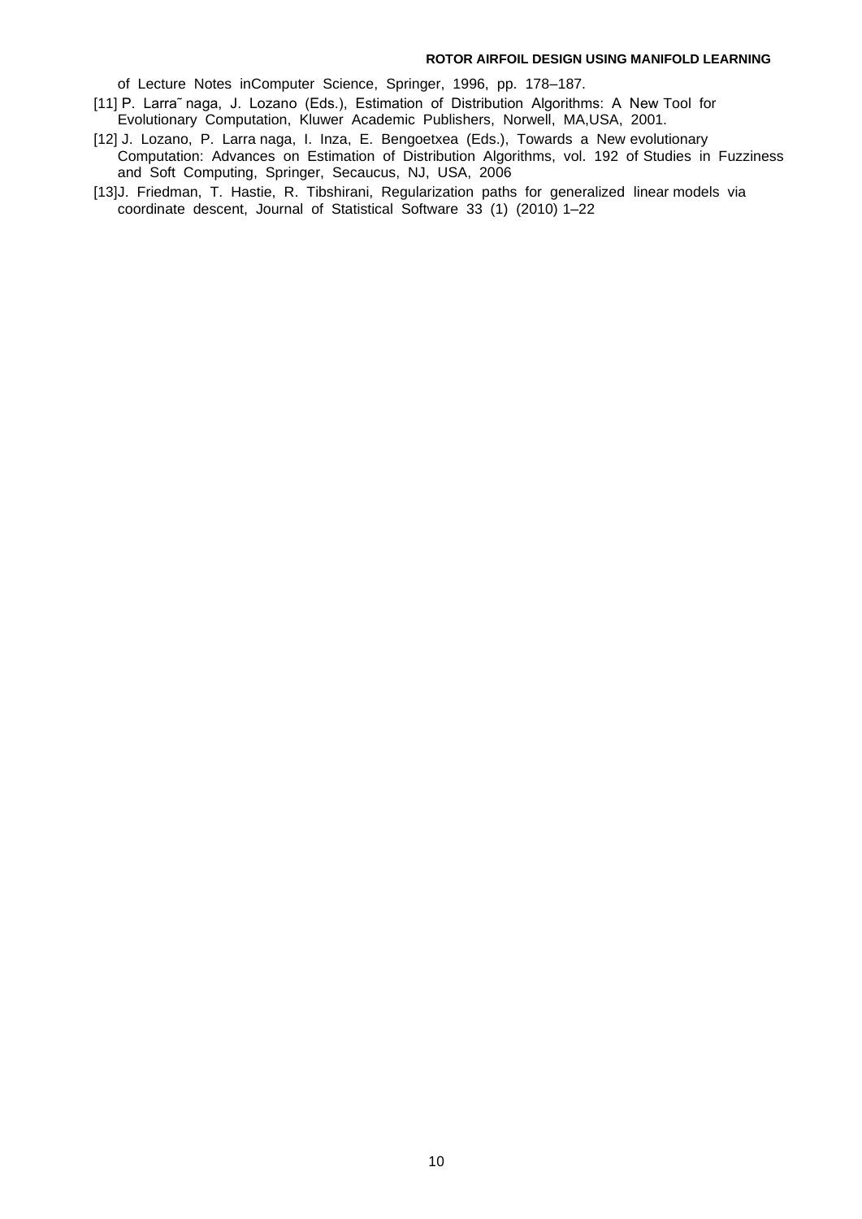of Lecture Notes inComputer Science, Springer, 1996, pp. 178–187.

[11] P. Larra˜ naga, J. Lozano (Eds.), Estimation of Distribution Algorithms: A New Tool for Evolutionary Computation, Kluwer Academic Publishers, Norwell, MA,USA, 2001.

[12] J. Lozano, P. Larra naga, I. Inza, E. Bengoetxea (Eds.), Towards a New evolutionary Computation: Advances on Estimation of Distribution Algorithms, vol. 192 of Studies in Fuzziness and Soft Computing, Springer, Secaucus, NJ, USA, 2006

[13]J. Friedman, T. Hastie, R. Tibshirani, Regularization paths for generalized linear models via coordinate descent, Journal of Statistical Software 33 (1) (2010) 1–22